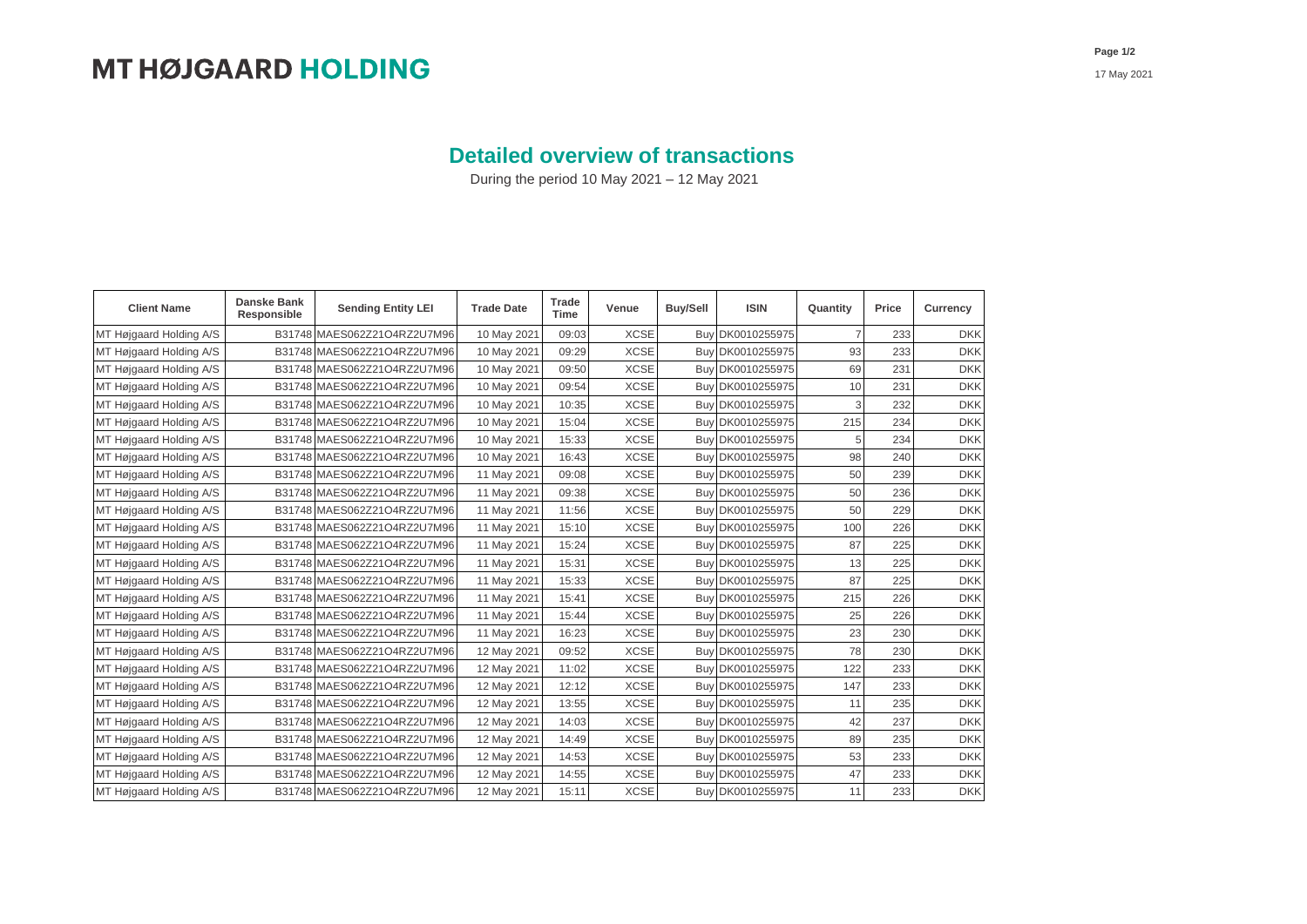MT HØJGAARD HOLDING

17 May 2021

## Detailed overview of transactions

During the period 10 May 2021 – 12 May 2021

| Client Name | Danske Bank Responsible | Sending Entity LEI | Trade Date | Trade Time | Venue | Buy/Sell | ISIN | Quantity | Price | Currency |
|---|---|---|---|---|---|---|---|---|---|---|
| MT Højgaard Holding A/S | B31748 | MAES062Z21O4RZ2U7M96 | 10 May 2021 | 09:03 | XCSE | Buy | DK0010255975 | 7 | 233 | DKK |
| MT Højgaard Holding A/S | B31748 | MAES062Z21O4RZ2U7M96 | 10 May 2021 | 09:29 | XCSE | Buy | DK0010255975 | 93 | 233 | DKK |
| MT Højgaard Holding A/S | B31748 | MAES062Z21O4RZ2U7M96 | 10 May 2021 | 09:50 | XCSE | Buy | DK0010255975 | 69 | 231 | DKK |
| MT Højgaard Holding A/S | B31748 | MAES062Z21O4RZ2U7M96 | 10 May 2021 | 09:54 | XCSE | Buy | DK0010255975 | 10 | 231 | DKK |
| MT Højgaard Holding A/S | B31748 | MAES062Z21O4RZ2U7M96 | 10 May 2021 | 10:35 | XCSE | Buy | DK0010255975 | 3 | 232 | DKK |
| MT Højgaard Holding A/S | B31748 | MAES062Z21O4RZ2U7M96 | 10 May 2021 | 15:04 | XCSE | Buy | DK0010255975 | 215 | 234 | DKK |
| MT Højgaard Holding A/S | B31748 | MAES062Z21O4RZ2U7M96 | 10 May 2021 | 15:33 | XCSE | Buy | DK0010255975 | 5 | 234 | DKK |
| MT Højgaard Holding A/S | B31748 | MAES062Z21O4RZ2U7M96 | 10 May 2021 | 16:43 | XCSE | Buy | DK0010255975 | 98 | 240 | DKK |
| MT Højgaard Holding A/S | B31748 | MAES062Z21O4RZ2U7M96 | 11 May 2021 | 09:08 | XCSE | Buy | DK0010255975 | 50 | 239 | DKK |
| MT Højgaard Holding A/S | B31748 | MAES062Z21O4RZ2U7M96 | 11 May 2021 | 09:38 | XCSE | Buy | DK0010255975 | 50 | 236 | DKK |
| MT Højgaard Holding A/S | B31748 | MAES062Z21O4RZ2U7M96 | 11 May 2021 | 11:56 | XCSE | Buy | DK0010255975 | 50 | 229 | DKK |
| MT Højgaard Holding A/S | B31748 | MAES062Z21O4RZ2U7M96 | 11 May 2021 | 15:10 | XCSE | Buy | DK0010255975 | 100 | 226 | DKK |
| MT Højgaard Holding A/S | B31748 | MAES062Z21O4RZ2U7M96 | 11 May 2021 | 15:24 | XCSE | Buy | DK0010255975 | 87 | 225 | DKK |
| MT Højgaard Holding A/S | B31748 | MAES062Z21O4RZ2U7M96 | 11 May 2021 | 15:31 | XCSE | Buy | DK0010255975 | 13 | 225 | DKK |
| MT Højgaard Holding A/S | B31748 | MAES062Z21O4RZ2U7M96 | 11 May 2021 | 15:33 | XCSE | Buy | DK0010255975 | 87 | 225 | DKK |
| MT Højgaard Holding A/S | B31748 | MAES062Z21O4RZ2U7M96 | 11 May 2021 | 15:41 | XCSE | Buy | DK0010255975 | 215 | 226 | DKK |
| MT Højgaard Holding A/S | B31748 | MAES062Z21O4RZ2U7M96 | 11 May 2021 | 15:44 | XCSE | Buy | DK0010255975 | 25 | 226 | DKK |
| MT Højgaard Holding A/S | B31748 | MAES062Z21O4RZ2U7M96 | 11 May 2021 | 16:23 | XCSE | Buy | DK0010255975 | 23 | 230 | DKK |
| MT Højgaard Holding A/S | B31748 | MAES062Z21O4RZ2U7M96 | 12 May 2021 | 09:52 | XCSE | Buy | DK0010255975 | 78 | 230 | DKK |
| MT Højgaard Holding A/S | B31748 | MAES062Z21O4RZ2U7M96 | 12 May 2021 | 11:02 | XCSE | Buy | DK0010255975 | 122 | 233 | DKK |
| MT Højgaard Holding A/S | B31748 | MAES062Z21O4RZ2U7M96 | 12 May 2021 | 12:12 | XCSE | Buy | DK0010255975 | 147 | 233 | DKK |
| MT Højgaard Holding A/S | B31748 | MAES062Z21O4RZ2U7M96 | 12 May 2021 | 13:55 | XCSE | Buy | DK0010255975 | 11 | 235 | DKK |
| MT Højgaard Holding A/S | B31748 | MAES062Z21O4RZ2U7M96 | 12 May 2021 | 14:03 | XCSE | Buy | DK0010255975 | 42 | 237 | DKK |
| MT Højgaard Holding A/S | B31748 | MAES062Z21O4RZ2U7M96 | 12 May 2021 | 14:49 | XCSE | Buy | DK0010255975 | 89 | 235 | DKK |
| MT Højgaard Holding A/S | B31748 | MAES062Z21O4RZ2U7M96 | 12 May 2021 | 14:53 | XCSE | Buy | DK0010255975 | 53 | 233 | DKK |
| MT Højgaard Holding A/S | B31748 | MAES062Z21O4RZ2U7M96 | 12 May 2021 | 14:55 | XCSE | Buy | DK0010255975 | 47 | 233 | DKK |
| MT Højgaard Holding A/S | B31748 | MAES062Z21O4RZ2U7M96 | 12 May 2021 | 15:11 | XCSE | Buy | DK0010255975 | 11 | 233 | DKK |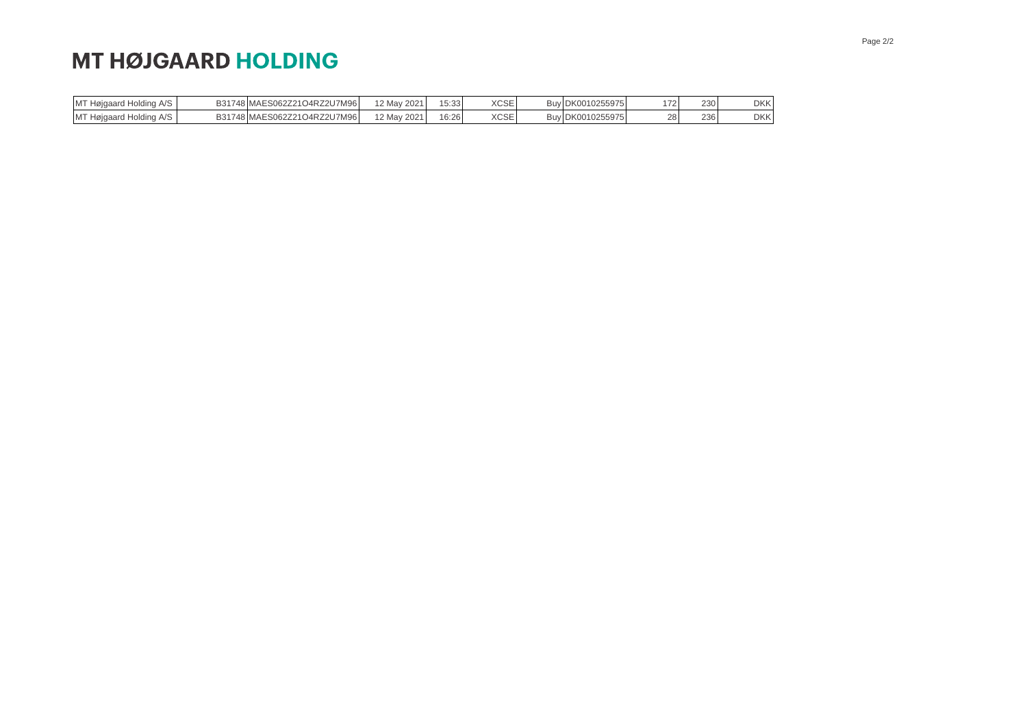# MT HØJGAARD HOLDING

| | | | | | | | | | | |
|---|---|---|---|---|---|---|---|---|---|---|
| MT Højgaard Holding A/S | B31748 | MAES062Z21O4RZ2U7M96 | 12 May 2021 | 15:33 | XCSE | Buy | DK0010255975 | 172 | 230 | DKK |
| MT Højgaard Holding A/S | B31748 | MAES062Z21O4RZ2U7M96 | 12 May 2021 | 16:26 | XCSE | Buy | DK0010255975 | 28 | 236 | DKK |